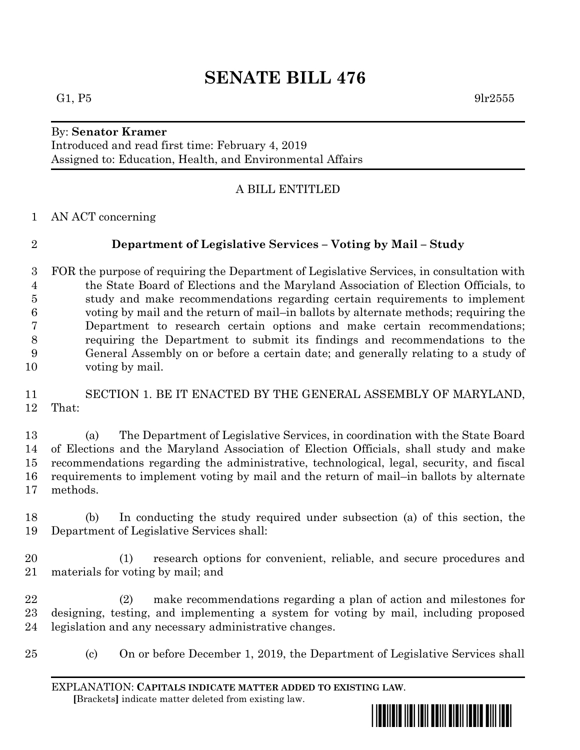# SENATE BILL 476

G1, P5 9lr2555

By: **Senator Kramer**
Introduced and read first time: February 4, 2019
Assigned to: Education, Health, and Environmental Affairs

A BILL ENTITLED

AN ACT concerning

**Department of Legislative Services – Voting by Mail – Study**

FOR the purpose of requiring the Department of Legislative Services, in consultation with the State Board of Elections and the Maryland Association of Election Officials, to study and make recommendations regarding certain requirements to implement voting by mail and the return of mail–in ballots by alternate methods; requiring the Department to research certain options and make certain recommendations; requiring the Department to submit its findings and recommendations to the General Assembly on or before a certain date; and generally relating to a study of voting by mail.

SECTION 1. BE IT ENACTED BY THE GENERAL ASSEMBLY OF MARYLAND, That:

(a) The Department of Legislative Services, in coordination with the State Board of Elections and the Maryland Association of Election Officials, shall study and make recommendations regarding the administrative, technological, legal, security, and fiscal requirements to implement voting by mail and the return of mail–in ballots by alternate methods.

(b) In conducting the study required under subsection (a) of this section, the Department of Legislative Services shall:

(1) research options for convenient, reliable, and secure procedures and materials for voting by mail; and

(2) make recommendations regarding a plan of action and milestones for designing, testing, and implementing a system for voting by mail, including proposed legislation and any necessary administrative changes.

(c) On or before December 1, 2019, the Department of Legislative Services shall

EXPLANATION: **CAPITALS INDICATE MATTER ADDED TO EXISTING LAW**.
**[**Brackets**]** indicate matter deleted from existing law.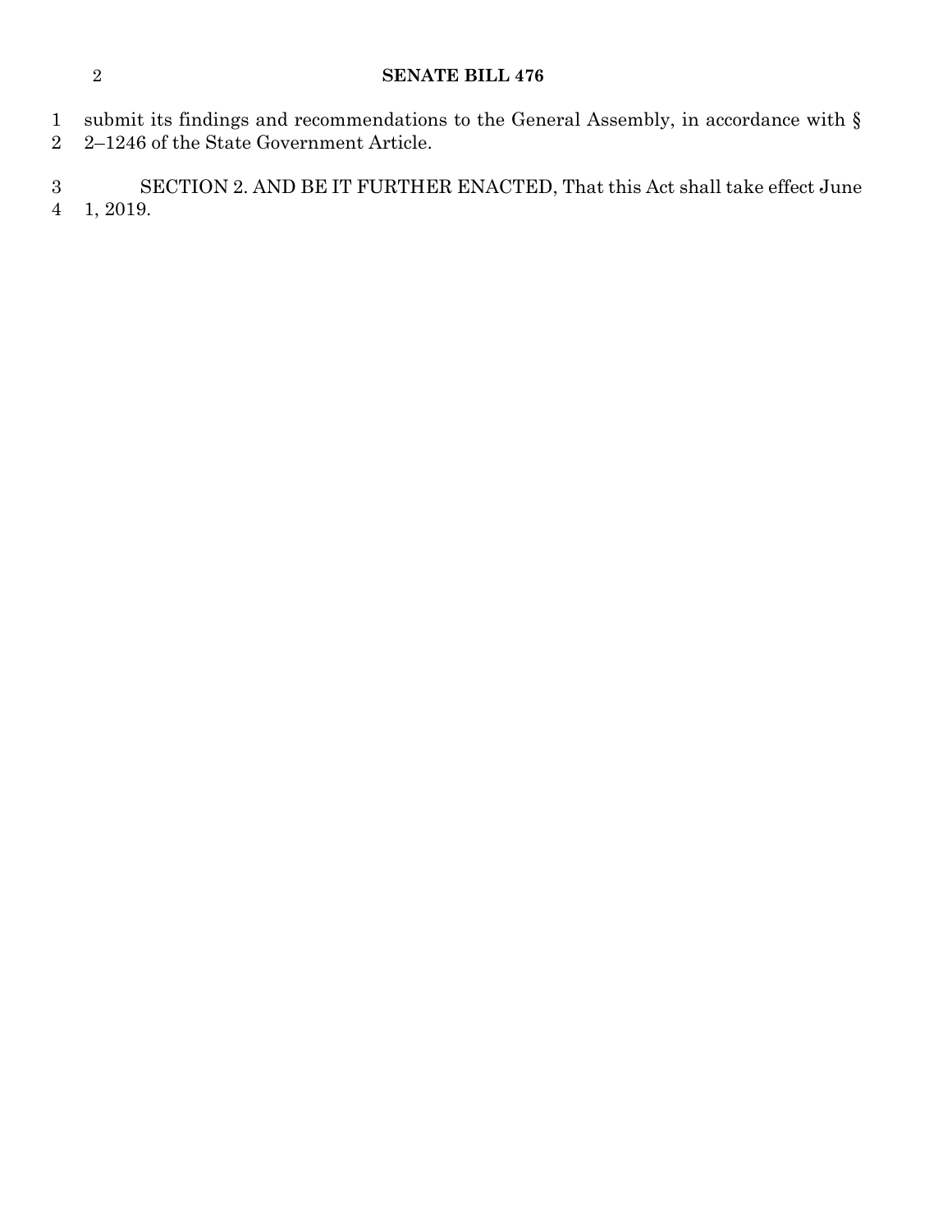submit its findings and recommendations to the General Assembly, in accordance with § 2–1246 of the State Government Article.

SECTION 2. AND BE IT FURTHER ENACTED, That this Act shall take effect June 1, 2019.